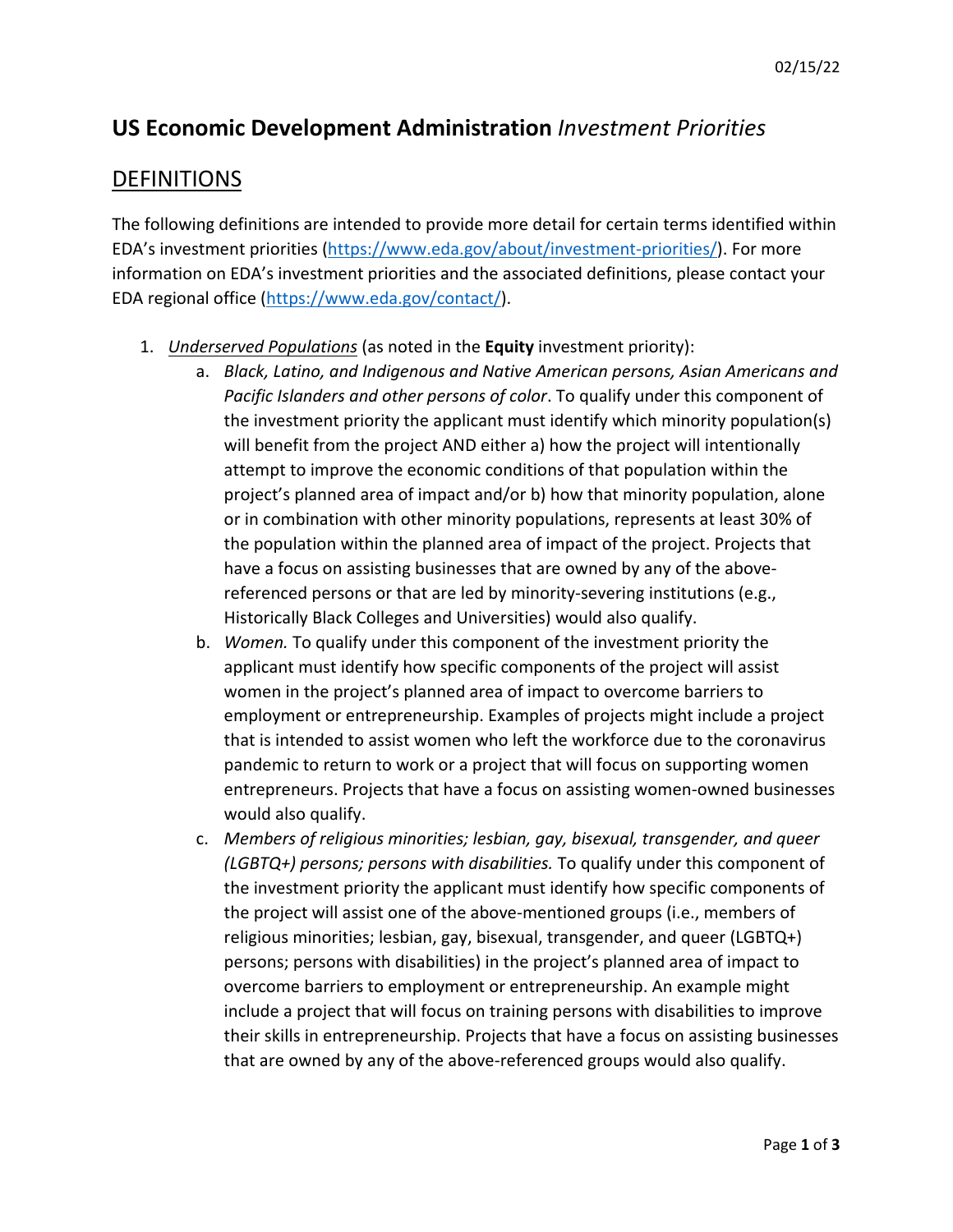02/15/22

# **US Economic Development Administration** *Investment Priorities*

## DEFINITIONS

The following definitions are intended to provide more detail for certain terms identified within EDA's investment priorities (https://www.eda.gov/about/investment-priorities/). For more information on EDA's investment priorities and the associated definitions, please contact your EDA regional office (https://www.eda.gov/contact/).

1. *Underserved Populations* (as noted in the **Equity** investment priority):
   a. *Black, Latino, and Indigenous and Native American persons, Asian Americans and Pacific Islanders and other persons of color*. To qualify under this component of the investment priority the applicant must identify which minority population(s) will benefit from the project AND either a) how the project will intentionally attempt to improve the economic conditions of that population within the project's planned area of impact and/or b) how that minority population, alone or in combination with other minority populations, represents at least 30% of the population within the planned area of impact of the project. Projects that have a focus on assisting businesses that are owned by any of the above-referenced persons or that are led by minority-severing institutions (e.g., Historically Black Colleges and Universities) would also qualify.
   b. *Women.* To qualify under this component of the investment priority the applicant must identify how specific components of the project will assist women in the project's planned area of impact to overcome barriers to employment or entrepreneurship. Examples of projects might include a project that is intended to assist women who left the workforce due to the coronavirus pandemic to return to work or a project that will focus on supporting women entrepreneurs. Projects that have a focus on assisting women-owned businesses would also qualify.
   c. *Members of religious minorities; lesbian, gay, bisexual, transgender, and queer (LGBTQ+) persons; persons with disabilities.* To qualify under this component of the investment priority the applicant must identify how specific components of the project will assist one of the above-mentioned groups (i.e., members of religious minorities; lesbian, gay, bisexual, transgender, and queer (LGBTQ+) persons; persons with disabilities) in the project's planned area of impact to overcome barriers to employment or entrepreneurship. An example might include a project that will focus on training persons with disabilities to improve their skills in entrepreneurship. Projects that have a focus on assisting businesses that are owned by any of the above-referenced groups would also qualify.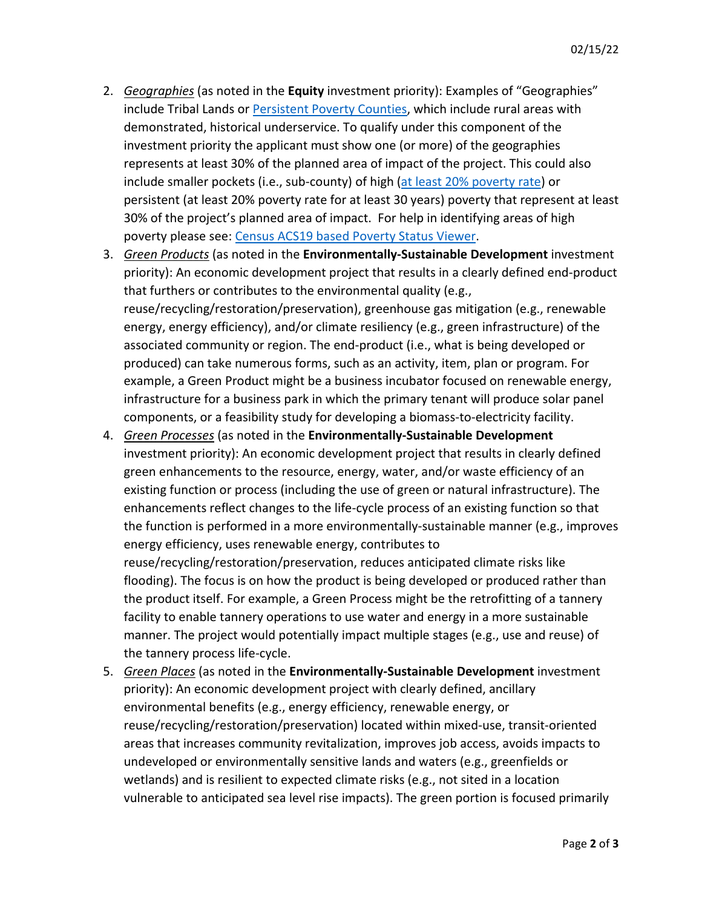2. *Geographies* (as noted in the **Equity** investment priority): Examples of "Geographies" include Tribal Lands or [Persistent Poverty Counties](), which include rural areas with demonstrated, historical underservice. To qualify under this component of the investment priority the applicant must show one (or more) of the geographies represents at least 30% of the planned area of impact of the project. This could also include smaller pockets (i.e., sub-county) of high ([at least 20% poverty rate]()) or persistent (at least 20% poverty rate for at least 30 years) poverty that represent at least 30% of the project's planned area of impact. For help in identifying areas of high poverty please see: [Census ACS19 based Poverty Status Viewer]().
3. *Green Products* (as noted in the **Environmentally-Sustainable Development** investment priority): An economic development project that results in a clearly defined end-product that furthers or contributes to the environmental quality (e.g., reuse/recycling/restoration/preservation), greenhouse gas mitigation (e.g., renewable energy, energy efficiency), and/or climate resiliency (e.g., green infrastructure) of the associated community or region. The end-product (i.e., what is being developed or produced) can take numerous forms, such as an activity, item, plan or program. For example, a Green Product might be a business incubator focused on renewable energy, infrastructure for a business park in which the primary tenant will produce solar panel components, or a feasibility study for developing a biomass-to-electricity facility.
4. *Green Processes* (as noted in the **Environmentally-Sustainable Development** investment priority): An economic development project that results in clearly defined green enhancements to the resource, energy, water, and/or waste efficiency of an existing function or process (including the use of green or natural infrastructure). The enhancements reflect changes to the life-cycle process of an existing function so that the function is performed in a more environmentally-sustainable manner (e.g., improves energy efficiency, uses renewable energy, contributes to reuse/recycling/restoration/preservation, reduces anticipated climate risks like flooding). The focus is on how the product is being developed or produced rather than the product itself. For example, a Green Process might be the retrofitting of a tannery facility to enable tannery operations to use water and energy in a more sustainable manner. The project would potentially impact multiple stages (e.g., use and reuse) of the tannery process life-cycle.
5. *Green Places* (as noted in the **Environmentally-Sustainable Development** investment priority): An economic development project with clearly defined, ancillary environmental benefits (e.g., energy efficiency, renewable energy, or reuse/recycling/restoration/preservation) located within mixed-use, transit-oriented areas that increases community revitalization, improves job access, avoids impacts to undeveloped or environmentally sensitive lands and waters (e.g., greenfields or wetlands) and is resilient to expected climate risks (e.g., not sited in a location vulnerable to anticipated sea level rise impacts). The green portion is focused primarily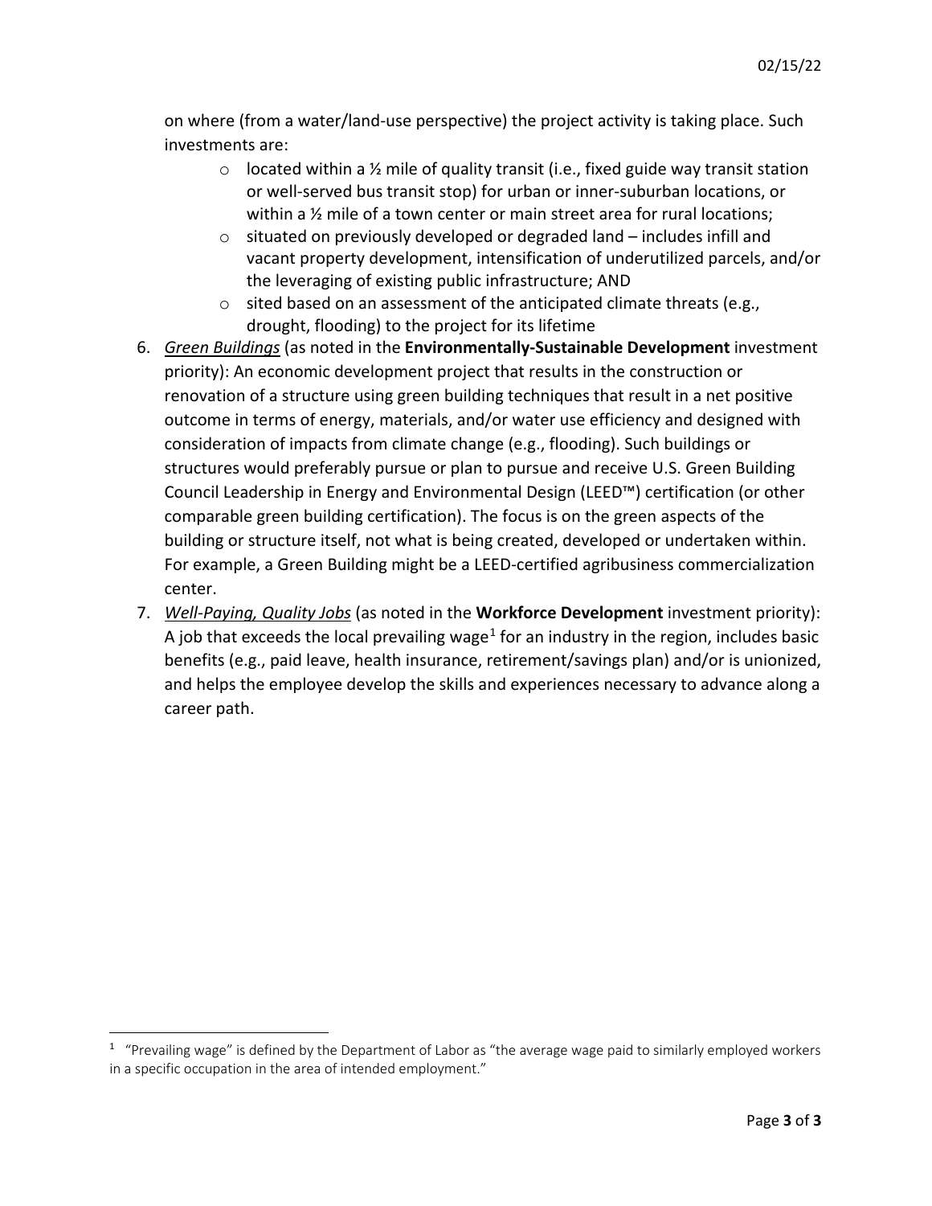on where (from a water/land-use perspective) the project activity is taking place. Such investments are:

- located within a ½ mile of quality transit (i.e., fixed guide way transit station or well-served bus transit stop) for urban or inner-suburban locations, or within a ½ mile of a town center or main street area for rural locations;
- situated on previously developed or degraded land – includes infill and vacant property development, intensification of underutilized parcels, and/or the leveraging of existing public infrastructure; AND
- sited based on an assessment of the anticipated climate threats (e.g., drought, flooding) to the project for its lifetime

6. *Green Buildings* (as noted in the **Environmentally-Sustainable Development** investment priority): An economic development project that results in the construction or renovation of a structure using green building techniques that result in a net positive outcome in terms of energy, materials, and/or water use efficiency and designed with consideration of impacts from climate change (e.g., flooding). Such buildings or structures would preferably pursue or plan to pursue and receive U.S. Green Building Council Leadership in Energy and Environmental Design (LEED™) certification (or other comparable green building certification). The focus is on the green aspects of the building or structure itself, not what is being created, developed or undertaken within. For example, a Green Building might be a LEED-certified agribusiness commercialization center.
7. *Well-Paying, Quality Jobs* (as noted in the **Workforce Development** investment priority): A job that exceeds the local prevailing wage[1] for an industry in the region, includes basic benefits (e.g., paid leave, health insurance, retirement/savings plan) and/or is unionized, and helps the employee develop the skills and experiences necessary to advance along a career path.

[1] "Prevailing wage" is defined by the Department of Labor as "the average wage paid to similarly employed workers in a specific occupation in the area of intended employment."